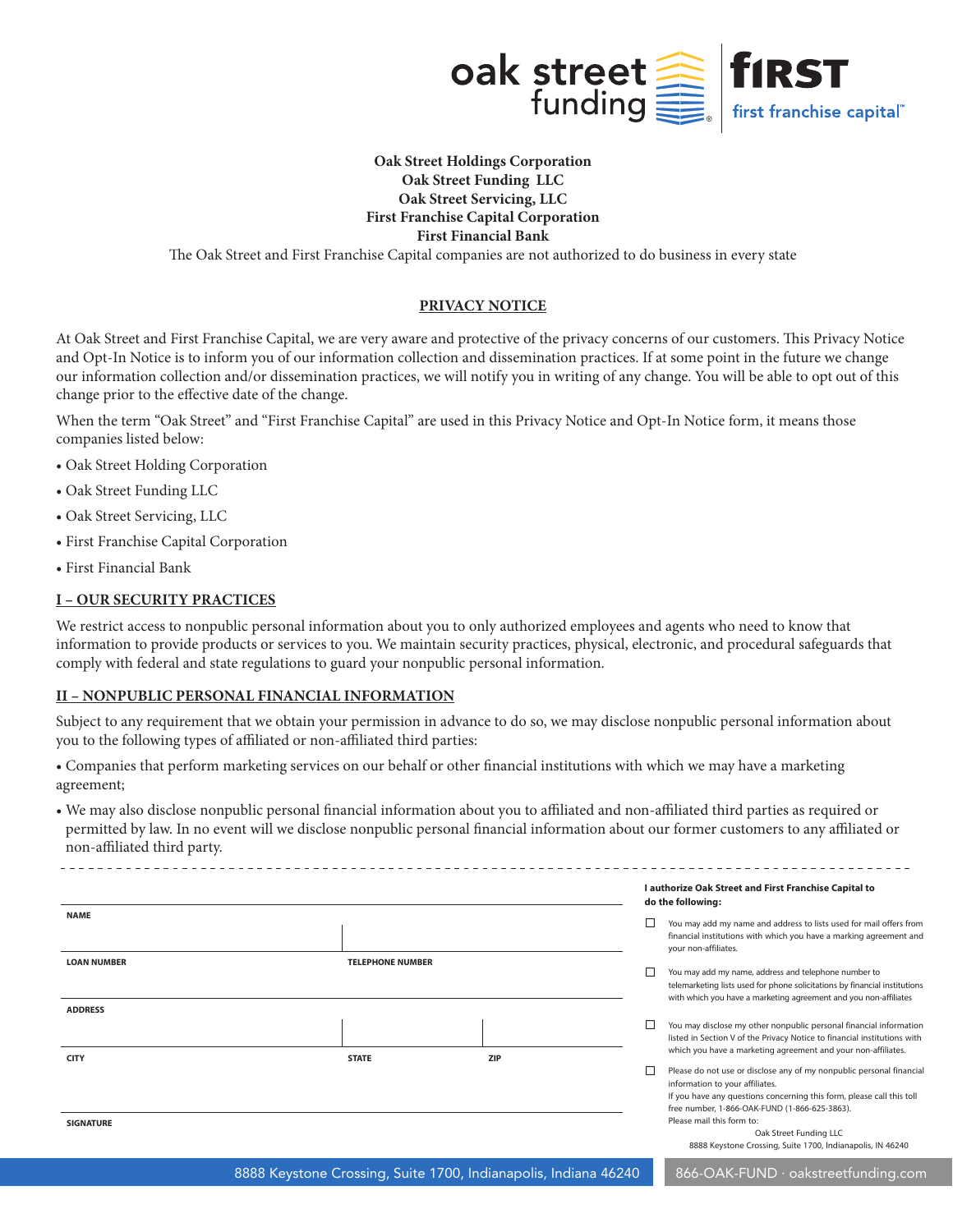oak street funding | FIRST first franchise capital™

**Oak Street Holdings Corporation**
**Oak Street Funding LLC**
**Oak Street Servicing, LLC**
**First Franchise Capital Corporation**
**First Financial Bank**

The Oak Street and First Franchise Capital companies are not authorized to do business in every state

## PRIVACY NOTICE

At Oak Street and First Franchise Capital, we are very aware and protective of the privacy concerns of our customers. This Privacy Notice and Opt-In Notice is to inform you of our information collection and dissemination practices. If at some point in the future we change our information collection and/or dissemination practices, we will notify you in writing of any change. You will be able to opt out of this change prior to the effective date of the change.

When the term "Oak Street" and "First Franchise Capital" are used in this Privacy Notice and Opt-In Notice form, it means those companies listed below:

- Oak Street Holding Corporation
- Oak Street Funding LLC
- Oak Street Servicing, LLC
- First Franchise Capital Corporation
- First Financial Bank

### I – OUR SECURITY PRACTICES

We restrict access to nonpublic personal information about you to only authorized employees and agents who need to know that information to provide products or services to you. We maintain security practices, physical, electronic, and procedural safeguards that comply with federal and state regulations to guard your nonpublic personal information.

### II – NONPUBLIC PERSONAL FINANCIAL INFORMATION

Subject to any requirement that we obtain your permission in advance to do so, we may disclose nonpublic personal information about you to the following types of affiliated or non-affiliated third parties:

- Companies that perform marketing services on our behalf or other financial institutions with which we may have a marketing agreement;
- We may also disclose nonpublic personal financial information about you to affiliated and non-affiliated third parties as required or permitted by law. In no event will we disclose nonpublic personal financial information about our former customers to any affiliated or non-affiliated third party.

---

| NAME | | |
|---|---|---|
| **LOAN NUMBER** | **TELEPHONE NUMBER** | |
| **ADDRESS** | | |
| **CITY** | **STATE** | **ZIP** |
| **SIGNATURE** | | |

**I authorize Oak Street and First Franchise Capital to do the following:**

☐ You may add my name and address to lists used for mail offers from financial institutions with which you have a marking agreement and your non-affiliates.

☐ You may add my name, address and telephone number to telemarketing lists used for phone solicitations by financial institutions with which you have a marketing agreement and you non-affiliates

☐ You may disclose my other nonpublic personal financial information listed in Section V of the Privacy Notice to financial institutions with which you have a marketing agreement and your non-affiliates.

☐ Please do not use or disclose any of my nonpublic personal financial information to your affiliates.

If you have any questions concerning this form, please call this toll free number, 1-866-OAK-FUND (1-866-625-3863).

Please mail this form to:
Oak Street Funding LLC
8888 Keystone Crossing, Suite 1700, Indianapolis, IN 46240

8888 Keystone Crossing, Suite 1700, Indianapolis, Indiana 46240 | 866-OAK-FUND · oakstreetfunding.com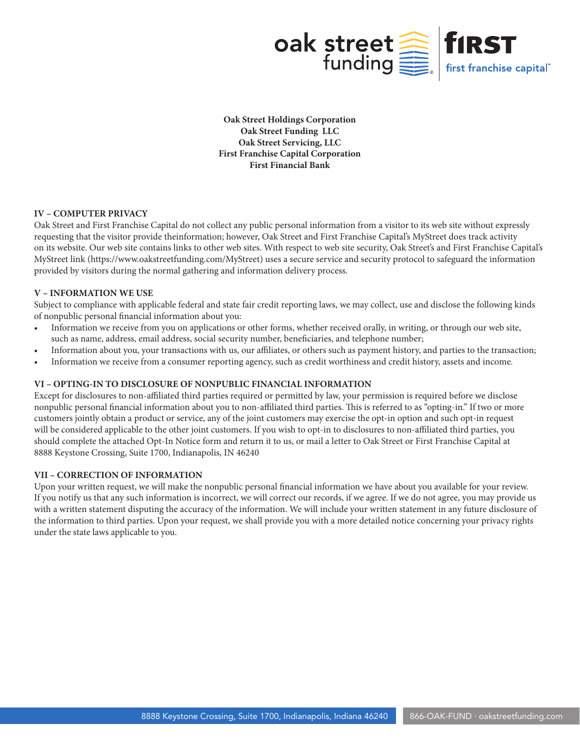**Oak Street Holdings Corporation**
**Oak Street Funding LLC**
**Oak Street Servicing, LLC**
**First Franchise Capital Corporation**
**First Financial Bank**

### IV – COMPUTER PRIVACY

Oak Street and First Franchise Capital do not collect any public personal information from a visitor to its web site without expressly requesting that the visitor provide theinformation; however, Oak Street and First Franchise Capital's MyStreet does track activity on its website. Our web site contains links to other web sites. With respect to web site security, Oak Street's and First Franchise Capital's MyStreet link (https://www.oakstreetfunding.com/MyStreet) uses a secure service and security protocol to safeguard the information provided by visitors during the normal gathering and information delivery process.

### V – INFORMATION WE USE

Subject to compliance with applicable federal and state fair credit reporting laws, we may collect, use and disclose the following kinds of nonpublic personal financial information about you:

- Information we receive from you on applications or other forms, whether received orally, in writing, or through our web site, such as name, address, email address, social security number, beneficiaries, and telephone number;
- Information about you, your transactions with us, our affiliates, or others such as payment history, and parties to the transaction;
- Information we receive from a consumer reporting agency, such as credit worthiness and credit history, assets and income.

### VI – OPTING-IN TO DISCLOSURE OF NONPUBLIC FINANCIAL INFORMATION

Except for disclosures to non-affiliated third parties required or permitted by law, your permission is required before we disclose nonpublic personal financial information about you to non-affiliated third parties. This is referred to as "opting-in." If two or more customers jointly obtain a product or service, any of the joint customers may exercise the opt-in option and such opt-in request will be considered applicable to the other joint customers. If you wish to opt-in to disclosures to non-affiliated third parties, you should complete the attached Opt-In Notice form and return it to us, or mail a letter to Oak Street or First Franchise Capital at 8888 Keystone Crossing, Suite 1700, Indianapolis, IN 46240

### VII – CORRECTION OF INFORMATION

Upon your written request, we will make the nonpublic personal financial information we have about you available for your review. If you notify us that any such information is incorrect, we will correct our records, if we agree. If we do not agree, you may provide us with a written statement disputing the accuracy of the information. We will include your written statement in any future disclosure of the information to third parties. Upon your request, we shall provide you with a more detailed notice concerning your privacy rights under the state laws applicable to you.